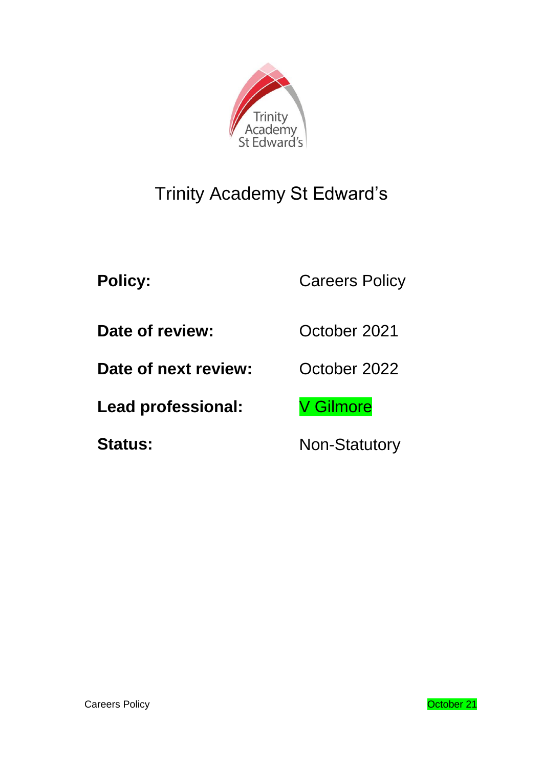# Trinity Academy St Edward's

| | |
|---|---|
| **Policy:** | Careers Policy |
| **Date of review:** | October 2021 |
| **Date of next review:** | October 2022 |
| **Lead professional:** | V Gilmore |
| **Status:** | Non-Statutory |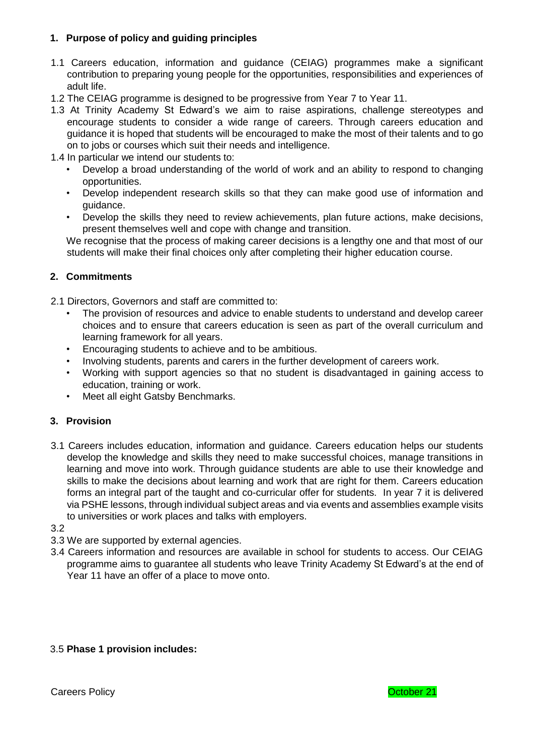## 1. Purpose of policy and guiding principles

1.1 Careers education, information and guidance (CEIAG) programmes make a significant contribution to preparing young people for the opportunities, responsibilities and experiences of adult life.

1.2 The CEIAG programme is designed to be progressive from Year 7 to Year 11.

1.3 At Trinity Academy St Edward's we aim to raise aspirations, challenge stereotypes and encourage students to consider a wide range of careers. Through careers education and guidance it is hoped that students will be encouraged to make the most of their talents and to go on to jobs or courses which suit their needs and intelligence.

1.4 In particular we intend our students to:

- Develop a broad understanding of the world of work and an ability to respond to changing opportunities.
- Develop independent research skills so that they can make good use of information and guidance.
- Develop the skills they need to review achievements, plan future actions, make decisions, present themselves well and cope with change and transition.

We recognise that the process of making career decisions is a lengthy one and that most of our students will make their final choices only after completing their higher education course.

## 2. Commitments

2.1 Directors, Governors and staff are committed to:

- The provision of resources and advice to enable students to understand and develop career choices and to ensure that careers education is seen as part of the overall curriculum and learning framework for all years.
- Encouraging students to achieve and to be ambitious.
- Involving students, parents and carers in the further development of careers work.
- Working with support agencies so that no student is disadvantaged in gaining access to education, training or work.
- Meet all eight Gatsby Benchmarks.

## 3. Provision

3.1 Careers includes education, information and guidance. Careers education helps our students develop the knowledge and skills they need to make successful choices, manage transitions in learning and move into work. Through guidance students are able to use their knowledge and skills to make the decisions about learning and work that are right for them. Careers education forms an integral part of the taught and co-curricular offer for students. In year 7 it is delivered via PSHE lessons, through individual subject areas and via events and assemblies example visits to universities or work places and talks with employers.

3.2

3.3 We are supported by external agencies.

3.4 Careers information and resources are available in school for students to access. Our CEIAG programme aims to guarantee all students who leave Trinity Academy St Edward's at the end of Year 11 have an offer of a place to move onto.

3.5 **Phase 1 provision includes:**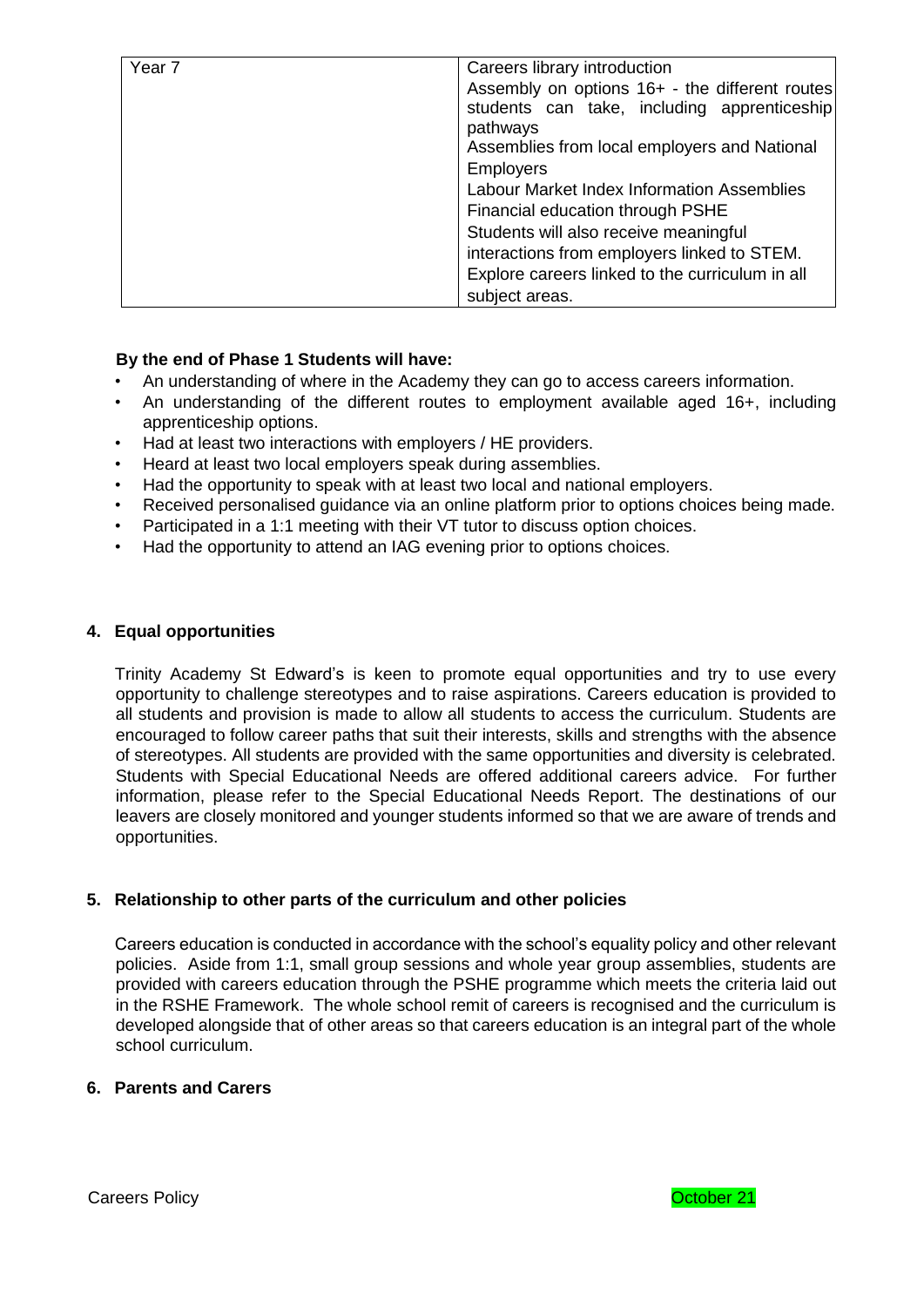| Year 7 | Careers library introduction<br>Assembly on options 16+ - the different routes students can take, including apprenticeship pathways<br>Assemblies from local employers and National Employers<br>Labour Market Index Information Assemblies<br>Financial education through PSHE<br>Students will also receive meaningful interactions from employers linked to STEM.<br>Explore careers linked to the curriculum in all subject areas. |
|---|---|

**By the end of Phase 1 Students will have:**

- An understanding of where in the Academy they can go to access careers information.
- An understanding of the different routes to employment available aged 16+, including apprenticeship options.
- Had at least two interactions with employers / HE providers.
- Heard at least two local employers speak during assemblies.
- Had the opportunity to speak with at least two local and national employers.
- Received personalised guidance via an online platform prior to options choices being made.
- Participated in a 1:1 meeting with their VT tutor to discuss option choices.
- Had the opportunity to attend an IAG evening prior to options choices.

## 4. Equal opportunities

Trinity Academy St Edward's is keen to promote equal opportunities and try to use every opportunity to challenge stereotypes and to raise aspirations. Careers education is provided to all students and provision is made to allow all students to access the curriculum. Students are encouraged to follow career paths that suit their interests, skills and strengths with the absence of stereotypes. All students are provided with the same opportunities and diversity is celebrated. Students with Special Educational Needs are offered additional careers advice. For further information, please refer to the Special Educational Needs Report. The destinations of our leavers are closely monitored and younger students informed so that we are aware of trends and opportunities.

## 5. Relationship to other parts of the curriculum and other policies

Careers education is conducted in accordance with the school's equality policy and other relevant policies. Aside from 1:1, small group sessions and whole year group assemblies, students are provided with careers education through the PSHE programme which meets the criteria laid out in the RSHE Framework. The whole school remit of careers is recognised and the curriculum is developed alongside that of other areas so that careers education is an integral part of the whole school curriculum.

## 6. Parents and Carers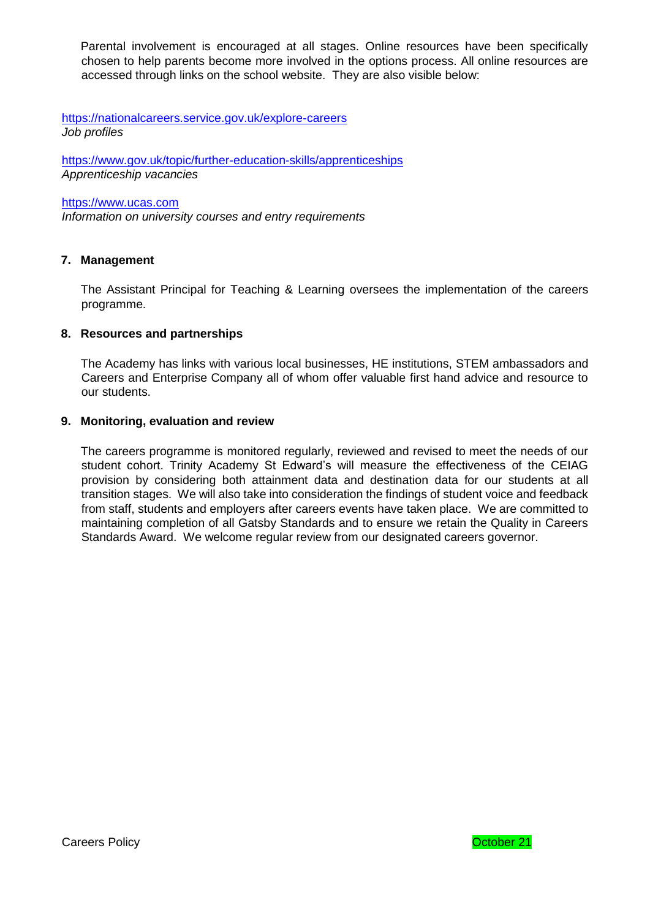Parental involvement is encouraged at all stages. Online resources have been specifically chosen to help parents become more involved in the options process. All online resources are accessed through links on the school website. They are also visible below:

https://nationalcareers.service.gov.uk/explore-careers
*Job profiles*

https://www.gov.uk/topic/further-education-skills/apprenticeships
*Apprenticeship vacancies*

https://www.ucas.com
*Information on university courses and entry requirements*

**7. Management**

The Assistant Principal for Teaching & Learning oversees the implementation of the careers programme.

**8. Resources and partnerships**

The Academy has links with various local businesses, HE institutions, STEM ambassadors and Careers and Enterprise Company all of whom offer valuable first hand advice and resource to our students.

**9. Monitoring, evaluation and review**

The careers programme is monitored regularly, reviewed and revised to meet the needs of our student cohort. Trinity Academy St Edward's will measure the effectiveness of the CEIAG provision by considering both attainment data and destination data for our students at all transition stages. We will also take into consideration the findings of student voice and feedback from staff, students and employers after careers events have taken place. We are committed to maintaining completion of all Gatsby Standards and to ensure we retain the Quality in Careers Standards Award. We welcome regular review from our designated careers governor.